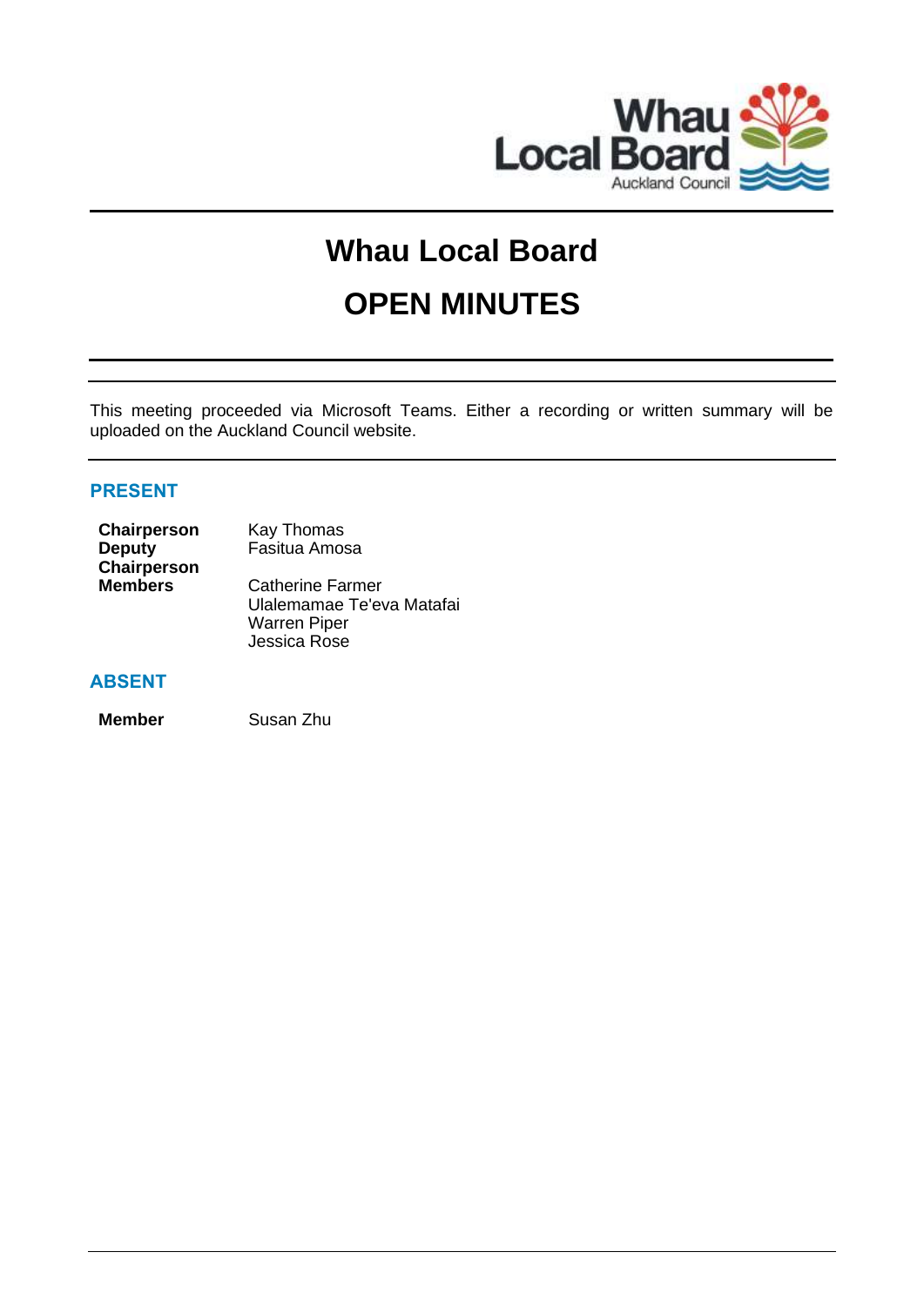# Whau Local Board

# OPEN MINUTES

This meeting proceeded via Microsoft Teams. Either a recording or written summary will be uploaded on the Auckland Council website.

## PRESENT

| | |
|---|---|
| **Chairperson** | Kay Thomas |
| **Deputy Chairperson** | Fasitua Amosa |
| **Members** | Catherine Farmer |
| | Ulalemamae Te'eva Matafai |
| | Warren Piper |
| | Jessica Rose |

## ABSENT

| | |
|---|---|
| **Member** | Susan Zhu |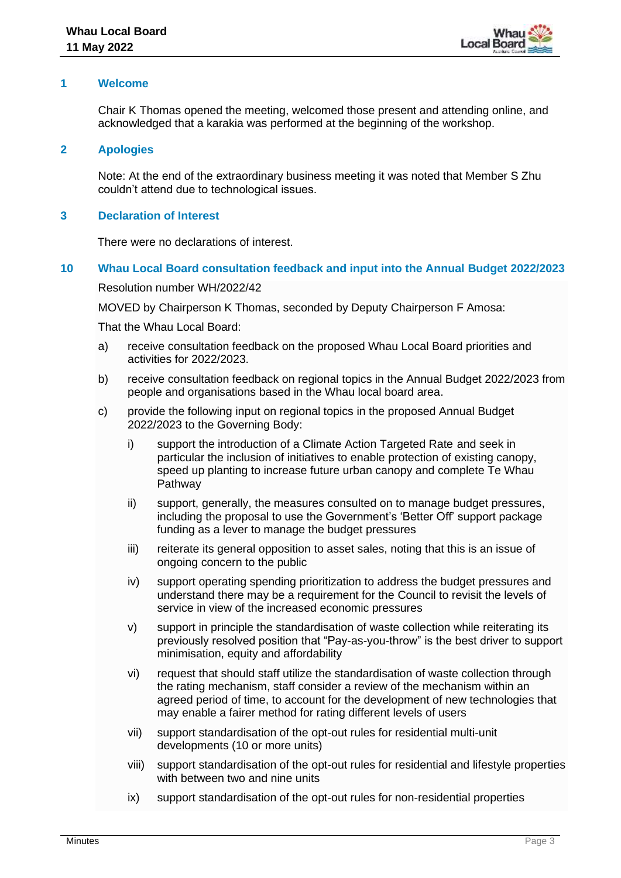## 1 Welcome

Chair K Thomas opened the meeting, welcomed those present and attending online, and acknowledged that a karakia was performed at the beginning of the workshop.

## 2 Apologies

Note: At the end of the extraordinary business meeting it was noted that Member S Zhu couldn't attend due to technological issues.

## 3 Declaration of Interest

There were no declarations of interest.

## 10 Whau Local Board consultation feedback and input into the Annual Budget 2022/2023

Resolution number WH/2022/42

MOVED by Chairperson K Thomas, seconded by Deputy Chairperson F Amosa:

That the Whau Local Board:

a) receive consultation feedback on the proposed Whau Local Board priorities and activities for 2022/2023.

b) receive consultation feedback on regional topics in the Annual Budget 2022/2023 from people and organisations based in the Whau local board area.

c) provide the following input on regional topics in the proposed Annual Budget 2022/2023 to the Governing Body:

   i) support the introduction of a Climate Action Targeted Rate and seek in particular the inclusion of initiatives to enable protection of existing canopy, speed up planting to increase future urban canopy and complete Te Whau Pathway

   ii) support, generally, the measures consulted on to manage budget pressures, including the proposal to use the Government's 'Better Off' support package funding as a lever to manage the budget pressures

   iii) reiterate its general opposition to asset sales, noting that this is an issue of ongoing concern to the public

   iv) support operating spending prioritization to address the budget pressures and understand there may be a requirement for the Council to revisit the levels of service in view of the increased economic pressures

   v) support in principle the standardisation of waste collection while reiterating its previously resolved position that "Pay-as-you-throw" is the best driver to support minimisation, equity and affordability

   vi) request that should staff utilize the standardisation of waste collection through the rating mechanism, staff consider a review of the mechanism within an agreed period of time, to account for the development of new technologies that may enable a fairer method for rating different levels of users

   vii) support standardisation of the opt-out rules for residential multi-unit developments (10 or more units)

   viii) support standardisation of the opt-out rules for residential and lifestyle properties with between two and nine units

   ix) support standardisation of the opt-out rules for non-residential properties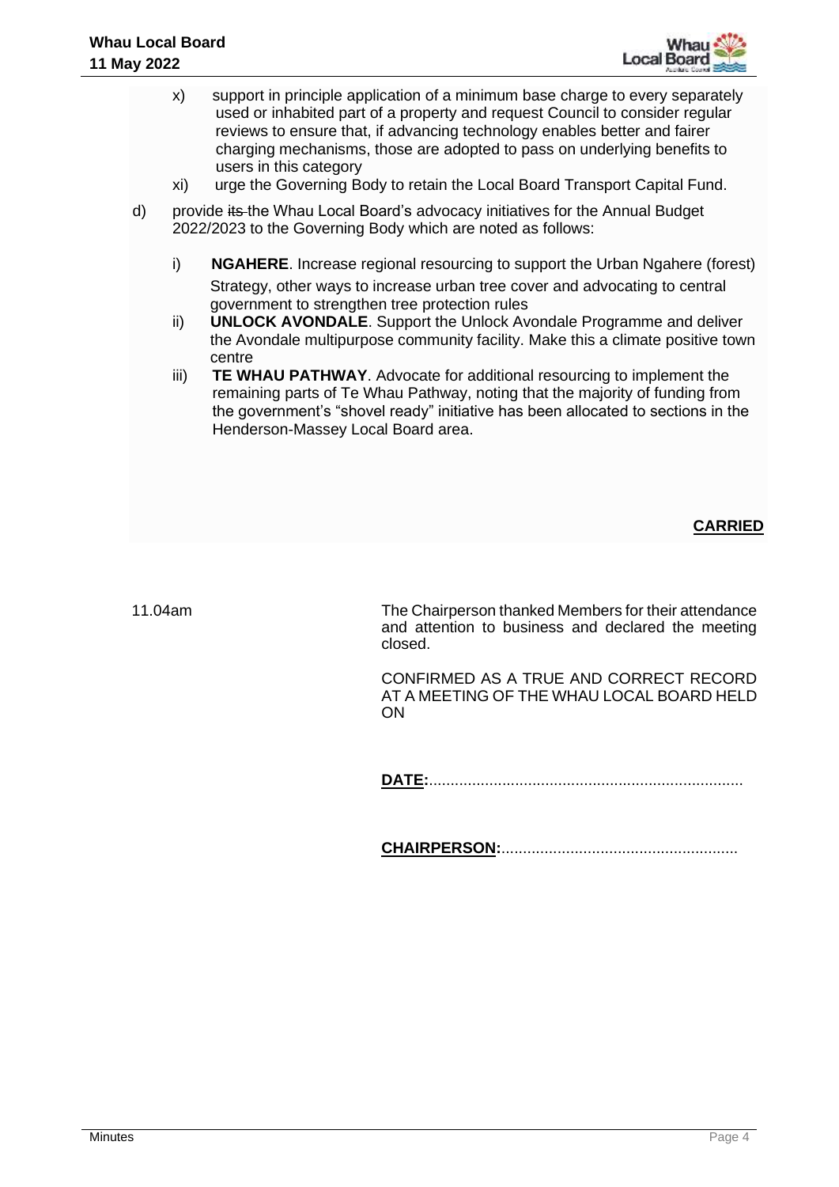x) support in principle application of a minimum base charge to every separately used or inhabited part of a property and request Council to consider regular reviews to ensure that, if advancing technology enables better and fairer charging mechanisms, those are adopted to pass on underlying benefits to users in this category

xi) urge the Governing Body to retain the Local Board Transport Capital Fund.

d) provide ~~its~~ the Whau Local Board's advocacy initiatives for the Annual Budget 2022/2023 to the Governing Body which are noted as follows:

i) **NGAHERE**. Increase regional resourcing to support the Urban Ngahere (forest) Strategy, other ways to increase urban tree cover and advocating to central government to strengthen tree protection rules

ii) **UNLOCK AVONDALE**. Support the Unlock Avondale Programme and deliver the Avondale multipurpose community facility. Make this a climate positive town centre

iii) **TE WHAU PATHWAY**. Advocate for additional resourcing to implement the remaining parts of Te Whau Pathway, noting that the majority of funding from the government's "shovel ready" initiative has been allocated to sections in the Henderson-Massey Local Board area.

**CARRIED**

11.04am The Chairperson thanked Members for their attendance and attention to business and declared the meeting closed.

CONFIRMED AS A TRUE AND CORRECT RECORD AT A MEETING OF THE WHAU LOCAL BOARD HELD ON

**DATE:**.........................................................................

**CHAIRPERSON:**.......................................................